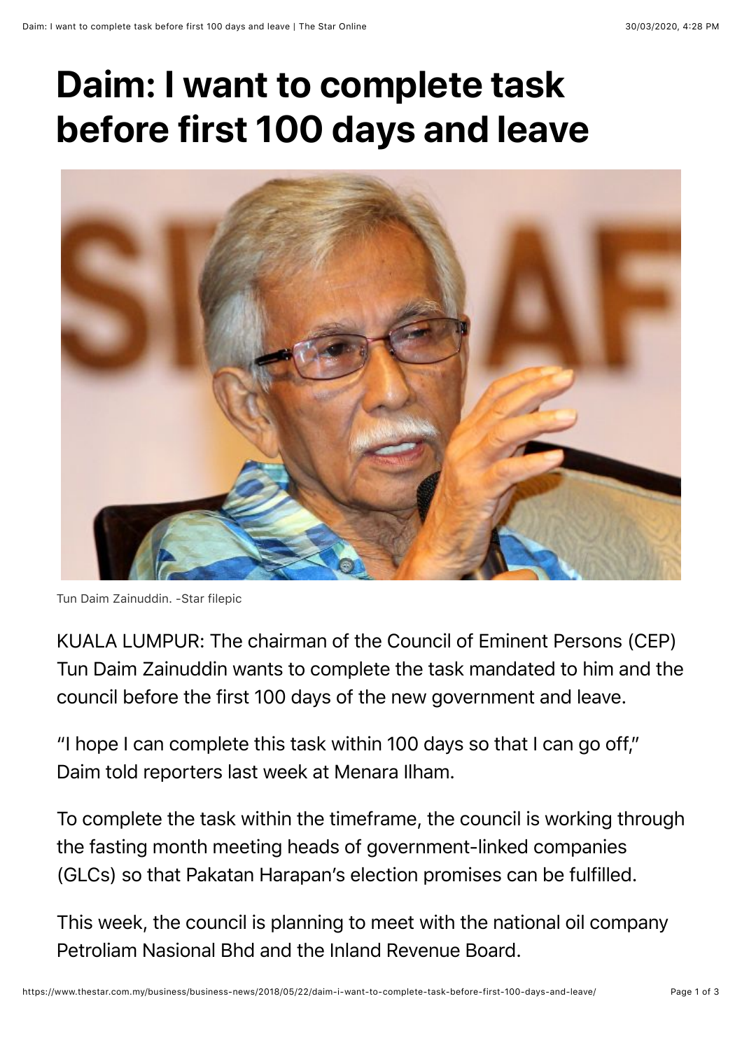# Daim: I want to complete task before first 100 days and leave

Tun Daim Zainuddin. -Star filepic

KUALA LUMPUR: The chairman of the Council of Eminent Persons (CEP) Tun Daim Zainuddin wants to complete the task mandated to him and the council before the first 100 days of the new government and leave.

"I hope I can complete this task within 100 days so that I can go off," Daim told reporters last week at Menara Ilham.

To complete the task within the timeframe, the council is working through the fasting month meeting heads of government-linked companies (GLCs) so that Pakatan Harapan's election promises can be fulfilled.

This week, the council is planning to meet with the national oil company Petroliam Nasional Bhd and the Inland Revenue Board.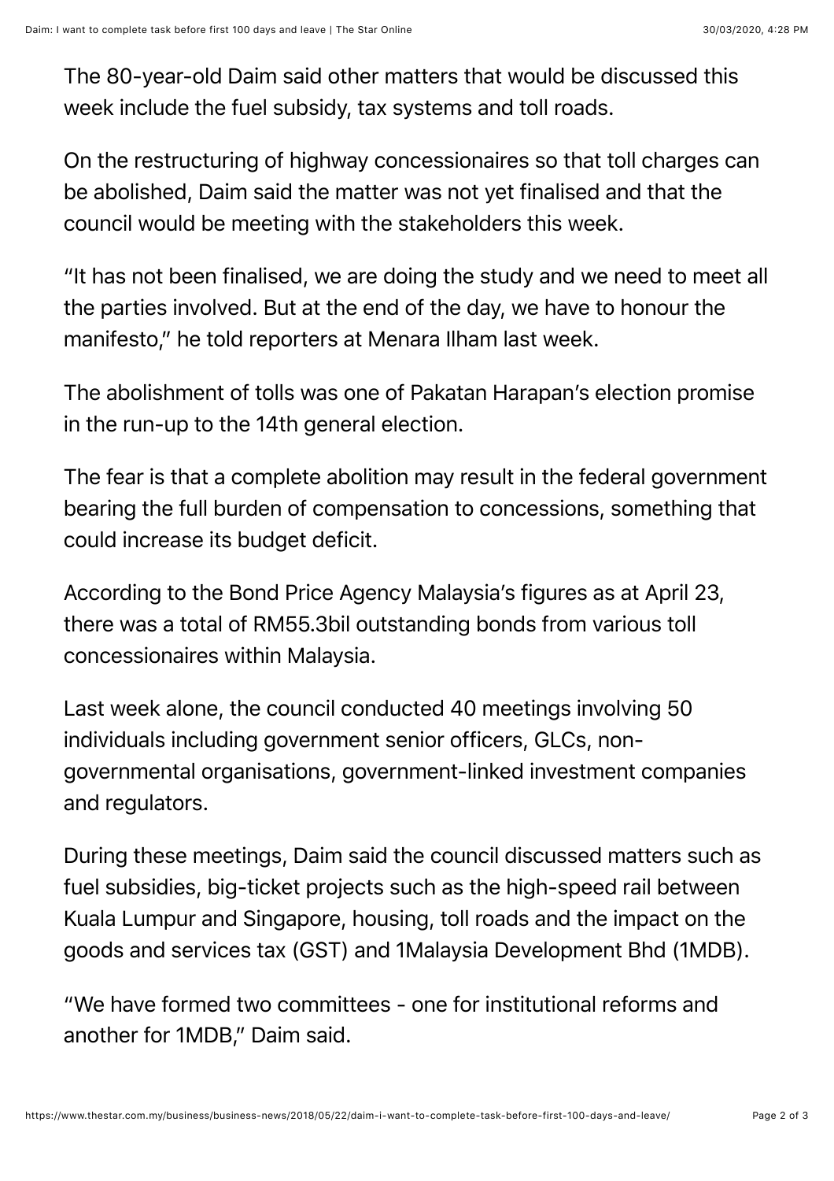The 80-year-old Daim said other matters that would be discussed this week include the fuel subsidy, tax systems and toll roads.

On the restructuring of highway concessionaires so that toll charges can be abolished, Daim said the matter was not yet finalised and that the council would be meeting with the stakeholders this week.

"It has not been finalised, we are doing the study and we need to meet all the parties involved. But at the end of the day, we have to honour the manifesto," he told reporters at Menara Ilham last week.

The abolishment of tolls was one of Pakatan Harapan's election promise in the run-up to the 14th general election.

The fear is that a complete abolition may result in the federal government bearing the full burden of compensation to concessions, something that could increase its budget deficit.

According to the Bond Price Agency Malaysia's figures as at April 23, there was a total of RM55.3bil outstanding bonds from various toll concessionaires within Malaysia.

Last week alone, the council conducted 40 meetings involving 50 individuals including government senior officers, GLCs, non-governmental organisations, government-linked investment companies and regulators.

During these meetings, Daim said the council discussed matters such as fuel subsidies, big-ticket projects such as the high-speed rail between Kuala Lumpur and Singapore, housing, toll roads and the impact on the goods and services tax (GST) and 1Malaysia Development Bhd (1MDB).

"We have formed two committees - one for institutional reforms and another for 1MDB," Daim said.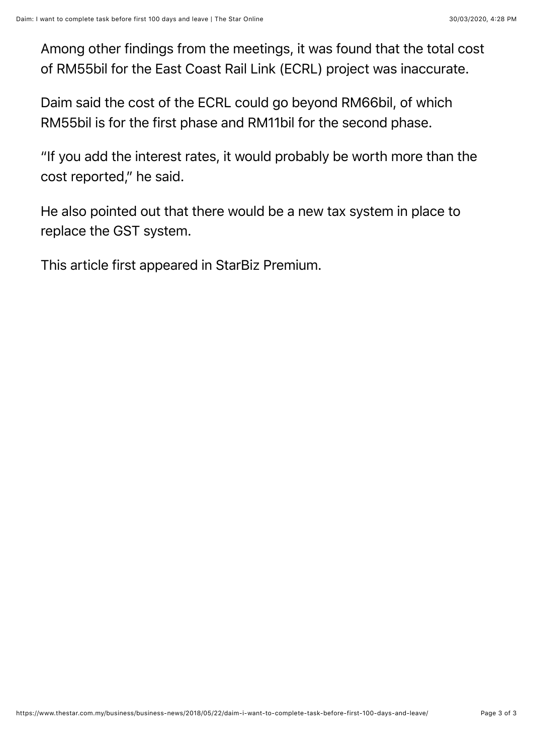Among other findings from the meetings, it was found that the total cost of RM55bil for the East Coast Rail Link (ECRL) project was inaccurate.

Daim said the cost of the ECRL could go beyond RM66bil, of which RM55bil is for the first phase and RM11bil for the second phase.

"If you add the interest rates, it would probably be worth more than the cost reported," he said.

He also pointed out that there would be a new tax system in place to replace the GST system.

This article first appeared in StarBiz Premium.